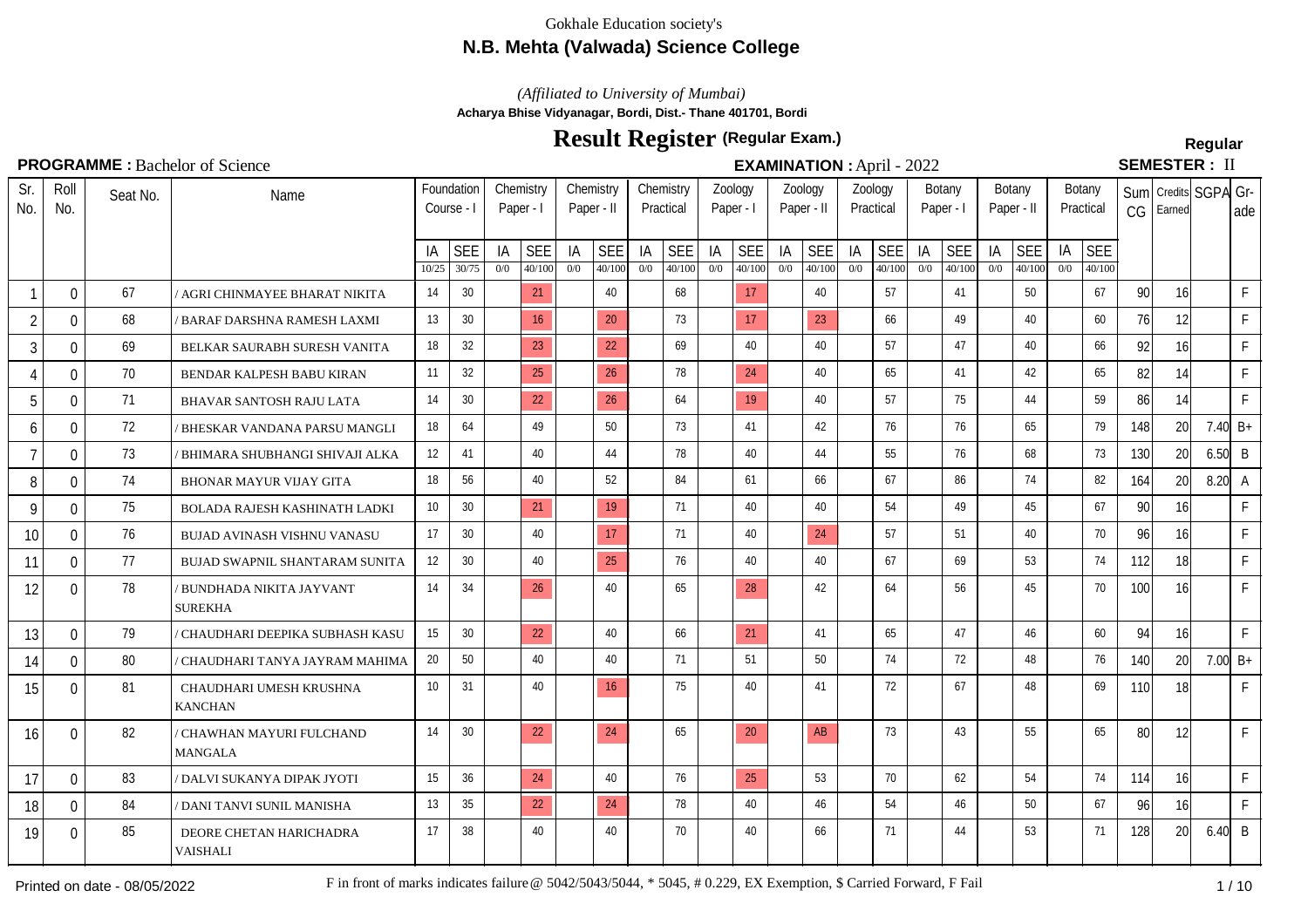Gokhale Education society's

# N.B. Mehta (Valwada) Science College

*(Affiliated to University of Mumbai)*

**Acharya Bhise Vidyanagar, Bordi, Dist.- Thane 401701, Bordi**

## Result Register (Regular Exam.)

**Regular**

**PROGRAMME :** Bachelor of Science | **EXAMINATION :** April - 2022 | **SEMESTER :** II

| Sr. No. | Roll No. | Seat No. | Name | Foundation Course - I | | Chemistry Paper - I | | Chemistry Paper - II | | Chemistry Practical | | Zoology Paper - I | | Zoology Paper - II | | Zoology Practical | | Botany Paper - I | | Botany Paper - II | | Botany Practical | | Sum CG | Credits Earned | SGPA | Grade |
|---|---|---|---|---|---|---|---|---|---|---|---|---|---|---|---|---|---|---|---|---|---|---|---|---|---|---|---|
| | | | | IA 10/25 | SEE 30/75 | IA 0/0 | SEE 40/100 | IA 0/0 | SEE 40/100 | IA 0/0 | SEE 40/100 | IA 0/0 | SEE 40/100 | IA 0/0 | SEE 40/100 | IA 0/0 | SEE 40/100 | IA 0/0 | SEE 40/100 | IA 0/0 | SEE 40/100 | IA 0/0 | SEE 40/100 | | | | |
| 1 | 0 | 67 | / AGRI CHINMAYEE BHARAT NIKITA | 14 | 30 | | 21 | | 40 | | 68 | | 17 | | 40 | | 57 | | 41 | | 50 | | 67 | 90 | 16 | | F |
| 2 | 0 | 68 | / BARAF DARSHNA RAMESH LAXMI | 13 | 30 | | 16 | | 20 | | 73 | | 17 | | 23 | | 66 | | 49 | | 40 | | 60 | 76 | 12 | | F |
| 3 | 0 | 69 | BELKAR SAURABH SURESH VANITA | 18 | 32 | | 23 | | 22 | | 69 | | 40 | | 40 | | 57 | | 47 | | 40 | | 66 | 92 | 16 | | F |
| 4 | 0 | 70 | BENDAR KALPESH BABU KIRAN | 11 | 32 | | 25 | | 26 | | 78 | | 24 | | 40 | | 65 | | 41 | | 42 | | 65 | 82 | 14 | | F |
| 5 | 0 | 71 | BHAVAR SANTOSH RAJU LATA | 14 | 30 | | 22 | | 26 | | 64 | | 19 | | 40 | | 57 | | 75 | | 44 | | 59 | 86 | 14 | | F |
| 6 | 0 | 72 | / BHESKAR VANDANA PARSU MANGLI | 18 | 64 | | 49 | | 50 | | 73 | | 41 | | 42 | | 76 | | 76 | | 65 | | 79 | 148 | 20 | 7.40 | B+ |
| 7 | 0 | 73 | / BHIMARA SHUBHANGI SHIVAJI ALKA | 12 | 41 | | 40 | | 44 | | 78 | | 40 | | 44 | | 55 | | 76 | | 68 | | 73 | 130 | 20 | 6.50 | B |
| 8 | 0 | 74 | BHONAR MAYUR VIJAY GITA | 18 | 56 | | 40 | | 52 | | 84 | | 61 | | 66 | | 67 | | 86 | | 74 | | 82 | 164 | 20 | 8.20 | A |
| 9 | 0 | 75 | BOLADA RAJESH KASHINATH LADKI | 10 | 30 | | 21 | | 19 | | 71 | | 40 | | 40 | | 54 | | 49 | | 45 | | 67 | 90 | 16 | | F |
| 10 | 0 | 76 | BUJAD AVINASH VISHNU VANASU | 17 | 30 | | 40 | | 17 | | 71 | | 40 | | 24 | | 57 | | 51 | | 40 | | 70 | 96 | 16 | | F |
| 11 | 0 | 77 | BUJAD SWAPNIL SHANTARAM SUNITA | 12 | 30 | | 40 | | 25 | | 76 | | 40 | | 40 | | 67 | | 69 | | 53 | | 74 | 112 | 18 | | F |
| 12 | 0 | 78 | / BUNDHADA NIKITA JAYVANT SUREKHA | 14 | 34 | | 26 | | 40 | | 65 | | 28 | | 42 | | 64 | | 56 | | 45 | | 70 | 100 | 16 | | F |
| 13 | 0 | 79 | / CHAUDHARI DEEPIKA SUBHASH KASU | 15 | 30 | | 22 | | 40 | | 66 | | 21 | | 41 | | 65 | | 47 | | 46 | | 60 | 94 | 16 | | F |
| 14 | 0 | 80 | / CHAUDHARI TANYA JAYRAM MAHIMA | 20 | 50 | | 40 | | 40 | | 71 | | 51 | | 50 | | 74 | | 72 | | 48 | | 76 | 140 | 20 | 7.00 | B+ |
| 15 | 0 | 81 | CHAUDHARI UMESH KRUSHNA KANCHAN | 10 | 31 | | 40 | | 16 | | 75 | | 40 | | 41 | | 72 | | 67 | | 48 | | 69 | 110 | 18 | | F |
| 16 | 0 | 82 | / CHAWHAN MAYURI FULCHAND MANGALA | 14 | 30 | | 22 | | 24 | | 65 | | 20 | | AB | | 73 | | 43 | | 55 | | 65 | 80 | 12 | | F |
| 17 | 0 | 83 | / DALVI SUKANYA DIPAK JYOTI | 15 | 36 | | 24 | | 40 | | 76 | | 25 | | 53 | | 70 | | 62 | | 54 | | 74 | 114 | 16 | | F |
| 18 | 0 | 84 | / DANI TANVI SUNIL MANISHA | 13 | 35 | | 22 | | 24 | | 78 | | 40 | | 46 | | 54 | | 46 | | 50 | | 67 | 96 | 16 | | F |
| 19 | 0 | 85 | DEORE CHETAN HARICHADRA VAISHALI | 17 | 38 | | 40 | | 40 | | 70 | | 40 | | 66 | | 71 | | 44 | | 53 | | 71 | 128 | 20 | 6.40 | B |

Printed on date - 08/05/2022

F in front of marks indicates failure @ 5042/5043/5044, * 5045, # 0.229, EX Exemption, $ Carried Forward, F Fail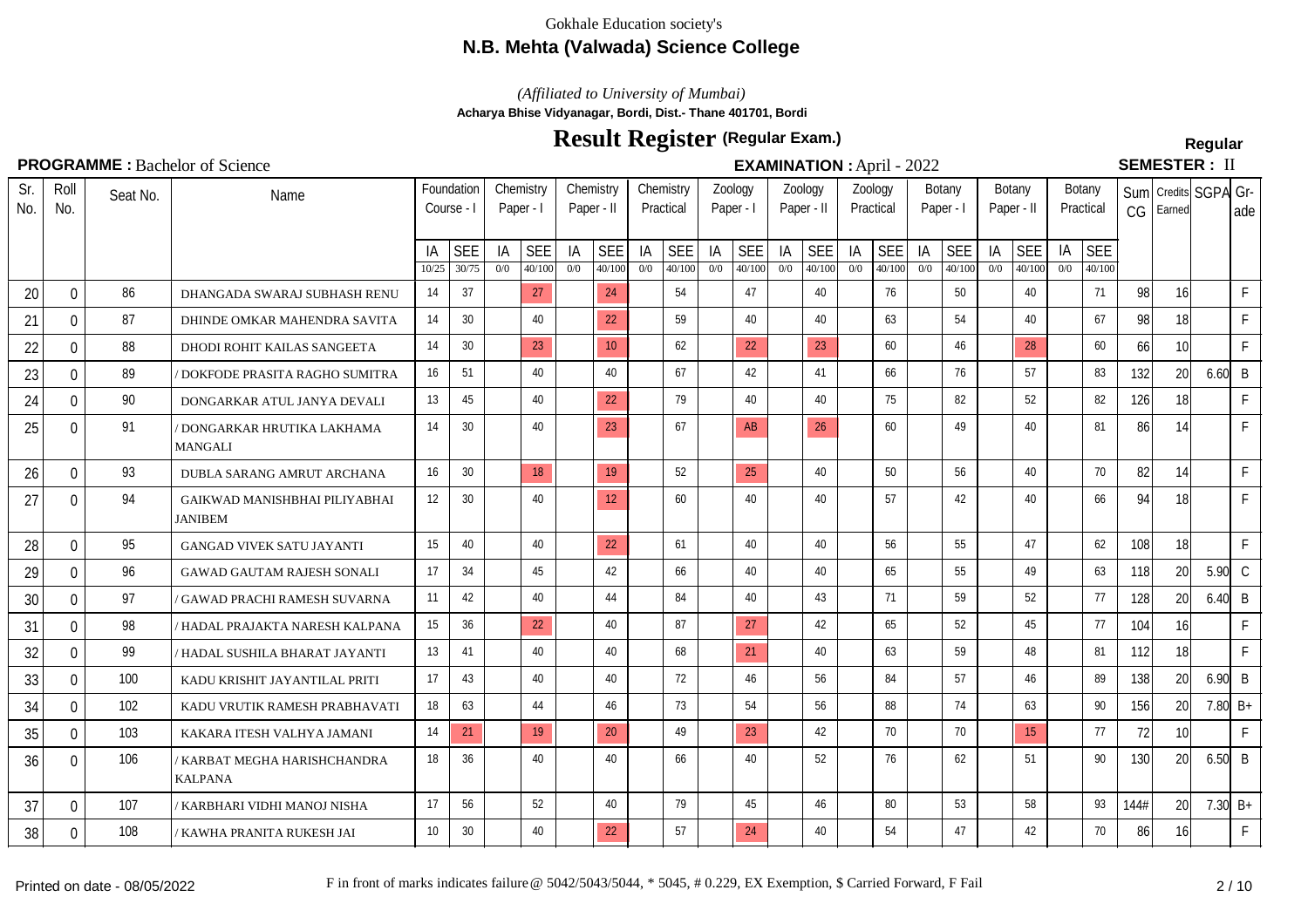Gokhale Education society's

## N.B. Mehta (Valwada) Science College

*(Affiliated to University of Mumbai)*

**Acharya Bhise Vidyanagar, Bordi, Dist.- Thane 401701, Bordi**

# Result Register (Regular Exam.)

**Regular**

**PROGRAMME :** Bachelor of Science

**EXAMINATION :** April - 2022

**SEMESTER :** II

| Sr. No. | Roll No. | Seat No. | Name | Foundation Course - I | | Chemistry Paper - I | | Chemistry Paper - II | | Chemistry Practical | | Zoology Paper - I | | Zoology Paper - II | | Zoology Practical | | Botany Paper - I | | Botany Paper - II | | Botany Practical | | Sum CG | Credits Earned | SGPA | Grade |
|---|---|---|---|---|---|---|---|---|---|---|---|---|---|---|---|---|---|---|---|---|---|---|---|---|---|---|---|
| | | | | IA 10/25 | SEE 30/75 | IA 0/0 | SEE 40/100 | IA 0/0 | SEE 40/100 | IA 0/0 | SEE 40/100 | IA 0/0 | SEE 40/100 | IA 0/0 | SEE 40/100 | IA 0/0 | SEE 40/100 | IA 0/0 | SEE 40/100 | IA 0/0 | SEE 40/100 | IA 0/0 | SEE 40/100 | | | | |
| 20 | 0 | 86 | DHANGADA SWARAJ SUBHASH RENU | 14 | 37 | | 27 | | 24 | | 54 | | 47 | | 40 | | 76 | | 50 | | 40 | | 71 | 98 | 16 | | F |
| 21 | 0 | 87 | DHINDE OMKAR MAHENDRA SAVITA | 14 | 30 | | 40 | | 22 | | 59 | | 40 | | 40 | | 63 | | 54 | | 40 | | 67 | 98 | 18 | | F |
| 22 | 0 | 88 | DHODI ROHIT KAILAS SANGEETA | 14 | 30 | | 23 | | 10 | | 62 | | 22 | | 23 | | 60 | | 46 | | 28 | | 60 | 66 | 10 | | F |
| 23 | 0 | 89 | / DOKFODE PRASITA RAGHO SUMITRA | 16 | 51 | | 40 | | 40 | | 67 | | 42 | | 41 | | 66 | | 76 | | 57 | | 83 | 132 | 20 | 6.60 | B |
| 24 | 0 | 90 | DONGARKAR ATUL JANYA DEVALI | 13 | 45 | | 40 | | 22 | | 79 | | 40 | | 40 | | 75 | | 82 | | 52 | | 82 | 126 | 18 | | F |
| 25 | 0 | 91 | / DONGARKAR HRUTIKA LAKHAMA MANGALI | 14 | 30 | | 40 | | 23 | | 67 | | AB | | 26 | | 60 | | 49 | | 40 | | 81 | 86 | 14 | | F |
| 26 | 0 | 93 | DUBLA SARANG AMRUT ARCHANA | 16 | 30 | | 18 | | 19 | | 52 | | 25 | | 40 | | 50 | | 56 | | 40 | | 70 | 82 | 14 | | F |
| 27 | 0 | 94 | GAIKWAD MANISHBHAI PILIYABHAI JANIBEM | 12 | 30 | | 40 | | 12 | | 60 | | 40 | | 40 | | 57 | | 42 | | 40 | | 66 | 94 | 18 | | F |
| 28 | 0 | 95 | GANGAD VIVEK SATU JAYANTI | 15 | 40 | | 40 | | 22 | | 61 | | 40 | | 40 | | 56 | | 55 | | 47 | | 62 | 108 | 18 | | F |
| 29 | 0 | 96 | GAWAD GAUTAM RAJESH SONALI | 17 | 34 | | 45 | | 42 | | 66 | | 40 | | 40 | | 65 | | 55 | | 49 | | 63 | 118 | 20 | 5.90 | C |
| 30 | 0 | 97 | / GAWAD PRACHI RAMESH SUVARNA | 11 | 42 | | 40 | | 44 | | 84 | | 40 | | 43 | | 71 | | 59 | | 52 | | 77 | 128 | 20 | 6.40 | B |
| 31 | 0 | 98 | / HADAL PRAJAKTA NARESH KALPANA | 15 | 36 | | 22 | | 40 | | 87 | | 27 | | 42 | | 65 | | 52 | | 45 | | 77 | 104 | 16 | | F |
| 32 | 0 | 99 | / HADAL SUSHILA BHARAT JAYANTI | 13 | 41 | | 40 | | 40 | | 68 | | 21 | | 40 | | 63 | | 59 | | 48 | | 81 | 112 | 18 | | F |
| 33 | 0 | 100 | KADU KRISHIT JAYANTILAL PRITI | 17 | 43 | | 40 | | 40 | | 72 | | 46 | | 56 | | 84 | | 57 | | 46 | | 89 | 138 | 20 | 6.90 | B |
| 34 | 0 | 102 | KADU VRUTIK RAMESH PRABHAVATI | 18 | 63 | | 44 | | 46 | | 73 | | 54 | | 56 | | 88 | | 74 | | 63 | | 90 | 156 | 20 | 7.80 | B+ |
| 35 | 0 | 103 | KAKARA ITESH VALHYA JAMANI | 14 | 21 | | 19 | | 20 | | 49 | | 23 | | 42 | | 70 | | 70 | | 15 | | 77 | 72 | 10 | | F |
| 36 | 0 | 106 | / KARBAT MEGHA HARISHCHANDRA KALPANA | 18 | 36 | | 40 | | 40 | | 66 | | 40 | | 52 | | 76 | | 62 | | 51 | | 90 | 130 | 20 | 6.50 | B |
| 37 | 0 | 107 | / KARBHARI VIDHI MANOJ NISHA | 17 | 56 | | 52 | | 40 | | 79 | | 45 | | 46 | | 80 | | 53 | | 58 | | 93 | 144# | 20 | 7.30 | B+ |
| 38 | 0 | 108 | / KAWHA PRANITA RUKESH JAI | 10 | 30 | | 40 | | 22 | | 57 | | 24 | | 40 | | 54 | | 47 | | 42 | | 70 | 86 | 16 | | F |

Printed on date - 08/05/2022

F in front of marks indicates failure @ 5042/5043/5044, * 5045, # 0.229, EX Exemption, $ Carried Forward, F Fail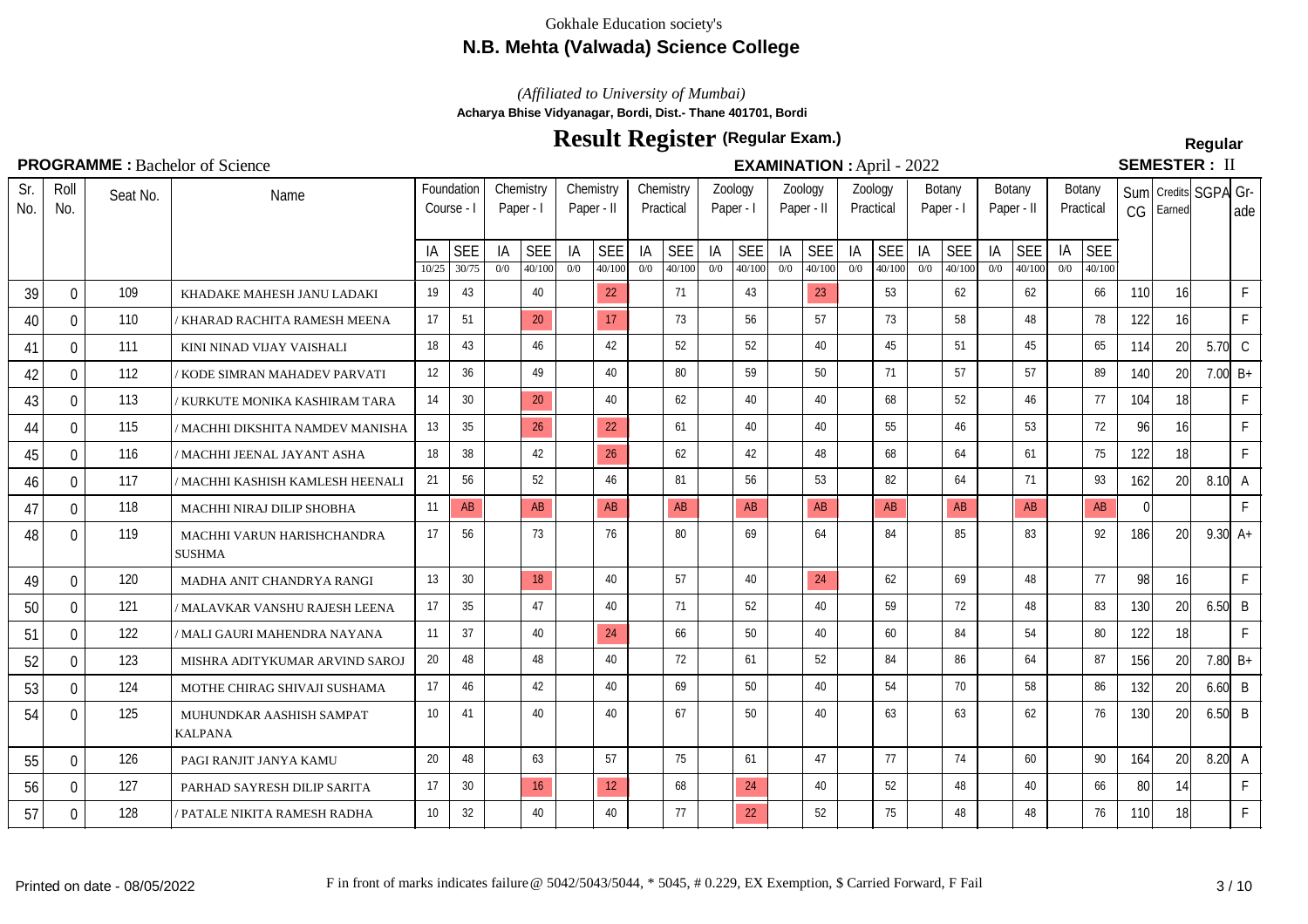Gokhale Education society's

## N.B. Mehta (Valwada) Science College

*(Affiliated to University of Mumbai)*

**Acharya Bhise Vidyanagar, Bordi, Dist.- Thane 401701, Bordi**

# Result Register (Regular Exam.)

**Regular**

**PROGRAMME :** Bachelor of Science

**EXAMINATION :** April - 2022

**SEMESTER :** II

| Sr. No. | Roll No. | Seat No. | Name | Foundation Course - I | | Chemistry Paper - I | | Chemistry Paper - II | | Chemistry Practical | | Zoology Paper - I | | Zoology Paper - II | | Zoology Practical | | Botany Paper - I | | Botany Paper - II | | Botany Practical | | Sum CG | Credits Earned | SGPA | Grade |
|---|---|---|---|---|---|---|---|---|---|---|---|---|---|---|---|---|---|---|---|---|---|---|---|---|---|---|---|
| | | | | IA 10/25 | SEE 30/75 | IA 0/0 | SEE 40/100 | IA 0/0 | SEE 40/100 | IA 0/0 | SEE 40/100 | IA 0/0 | SEE 40/100 | IA 0/0 | SEE 40/100 | IA 0/0 | SEE 40/100 | IA 0/0 | SEE 40/100 | IA 0/0 | SEE 40/100 | IA 0/0 | SEE 40/100 | | | | |
| 39 | 0 | 109 | KHADAKE MAHESH JANU LADAKI | 19 | 43 | | 40 | | 22 | | 71 | | 43 | | 23 | | 53 | | 62 | | 62 | | 66 | 110 | 16 | | F |
| 40 | 0 | 110 | / KHARAD RACHITA RAMESH MEENA | 17 | 51 | | 20 | | 17 | | 73 | | 56 | | 57 | | 73 | | 58 | | 48 | | 78 | 122 | 16 | | F |
| 41 | 0 | 111 | KINI NINAD VIJAY VAISHALI | 18 | 43 | | 46 | | 42 | | 52 | | 52 | | 40 | | 45 | | 51 | | 45 | | 65 | 114 | 20 | 5.70 | C |
| 42 | 0 | 112 | / KODE SIMRAN MAHADEV PARVATI | 12 | 36 | | 49 | | 40 | | 80 | | 59 | | 50 | | 71 | | 57 | | 57 | | 89 | 140 | 20 | 7.00 | B+ |
| 43 | 0 | 113 | / KURKUTE MONIKA KASHIRAM TARA | 14 | 30 | | 20 | | 40 | | 62 | | 40 | | 40 | | 68 | | 52 | | 46 | | 77 | 104 | 18 | | F |
| 44 | 0 | 115 | / MACHHI DIKSHITA NAMDEV MANISHA | 13 | 35 | | 26 | | 22 | | 61 | | 40 | | 40 | | 55 | | 46 | | 53 | | 72 | 96 | 16 | | F |
| 45 | 0 | 116 | / MACHHI JEENAL JAYANT ASHA | 18 | 38 | | 42 | | 26 | | 62 | | 42 | | 48 | | 68 | | 64 | | 61 | | 75 | 122 | 18 | | F |
| 46 | 0 | 117 | / MACHHI KASHISH KAMLESH HEENALI | 21 | 56 | | 52 | | 46 | | 81 | | 56 | | 53 | | 82 | | 64 | | 71 | | 93 | 162 | 20 | 8.10 | A |
| 47 | 0 | 118 | MACHHI NIRAJ DILIP SHOBHA | 11 | AB | | AB | | AB | | AB | | AB | | AB | | AB | | AB | | AB | | AB | 0 | | | F |
| 48 | 0 | 119 | MACHHI VARUN HARISHCHANDRA SUSHMA | 17 | 56 | | 73 | | 76 | | 80 | | 69 | | 64 | | 84 | | 85 | | 83 | | 92 | 186 | 20 | 9.30 | A+ |
| 49 | 0 | 120 | MADHA ANIT CHANDRYA RANGI | 13 | 30 | | 18 | | 40 | | 57 | | 40 | | 24 | | 62 | | 69 | | 48 | | 77 | 98 | 16 | | F |
| 50 | 0 | 121 | / MALAVKAR VANSHU RAJESH LEENA | 17 | 35 | | 47 | | 40 | | 71 | | 52 | | 40 | | 59 | | 72 | | 48 | | 83 | 130 | 20 | 6.50 | B |
| 51 | 0 | 122 | / MALI GAURI MAHENDRA NAYANA | 11 | 37 | | 40 | | 24 | | 66 | | 50 | | 40 | | 60 | | 84 | | 54 | | 80 | 122 | 18 | | F |
| 52 | 0 | 123 | MISHRA ADITYKUMAR ARVIND SAROJ | 20 | 48 | | 48 | | 40 | | 72 | | 61 | | 52 | | 84 | | 86 | | 64 | | 87 | 156 | 20 | 7.80 | B+ |
| 53 | 0 | 124 | MOTHE CHIRAG SHIVAJI SUSHAMA | 17 | 46 | | 42 | | 40 | | 69 | | 50 | | 40 | | 54 | | 70 | | 58 | | 86 | 132 | 20 | 6.60 | B |
| 54 | 0 | 125 | MUHUNDKAR AASHISH SAMPAT KALPANA | 10 | 41 | | 40 | | 40 | | 67 | | 50 | | 40 | | 63 | | 63 | | 62 | | 76 | 130 | 20 | 6.50 | B |
| 55 | 0 | 126 | PAGI RANJIT JANYA KAMU | 20 | 48 | | 63 | | 57 | | 75 | | 61 | | 47 | | 77 | | 74 | | 60 | | 90 | 164 | 20 | 8.20 | A |
| 56 | 0 | 127 | PARHAD SAYRESH DILIP SARITA | 17 | 30 | | 16 | | 12 | | 68 | | 24 | | 40 | | 52 | | 48 | | 40 | | 66 | 80 | 14 | | F |
| 57 | 0 | 128 | / PATALE NIKITA RAMESH RADHA | 10 | 32 | | 40 | | 40 | | 77 | | 22 | | 52 | | 75 | | 48 | | 48 | | 76 | 110 | 18 | | F |

Printed on date - 08/05/2022

F in front of marks indicates failure @ 5042/5043/5044, * 5045, # 0.229, EX Exemption, $ Carried Forward, F Fail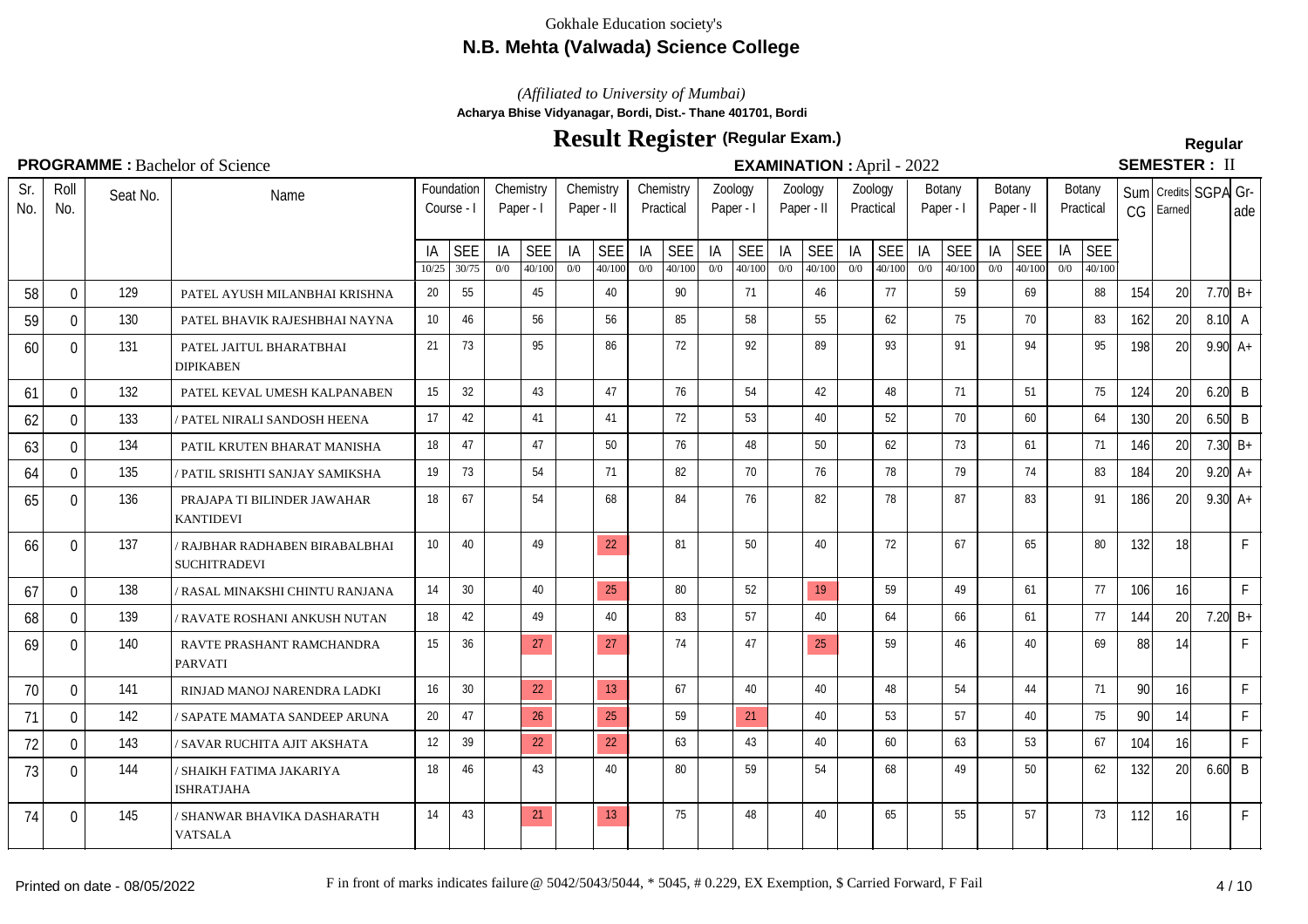Gokhale Education society's

**N.B. Mehta (Valwada) Science College**

*(Affiliated to University of Mumbai)*

**Acharya Bhise Vidyanagar, Bordi, Dist.- Thane 401701, Bordi**

# Result Register (Regular Exam.)

**Regular**

**PROGRAMME :** Bachelor of Science

**EXAMINATION :** April - 2022

**SEMESTER :** II

| Sr. No. | Roll No. | Seat No. | Name | Foundation Course - I | | Chemistry Paper - I | | Chemistry Paper - II | | Chemistry Practical | | Zoology Paper - I | | Zoology Paper - II | | Zoology Practical | | Botany Paper - I | | Botany Paper - II | | Botany Practical | | Sum CG | Credits Earned | SGPA | Grade |
|---|---|---|---|---|---|---|---|---|---|---|---|---|---|---|---|---|---|---|---|---|---|---|---|---|---|---|---|
| | | | | IA 10/25 | SEE 30/75 | IA 0/0 | SEE 40/100 | IA 0/0 | SEE 40/100 | IA 0/0 | SEE 40/100 | IA 0/0 | SEE 40/100 | IA 0/0 | SEE 40/100 | IA 0/0 | SEE 40/100 | IA 0/0 | SEE 40/100 | IA 0/0 | SEE 40/100 | IA 0/0 | SEE 40/100 | | | | |
| 58 | 0 | 129 | PATEL AYUSH MILANBHAI KRISHNA | 20 | 55 | | 45 | | 40 | | 90 | | 71 | | 46 | | 77 | | 59 | | 69 | | 88 | 154 | 20 | 7.70 | B+ |
| 59 | 0 | 130 | PATEL BHAVIK RAJESHBHAI NAYNA | 10 | 46 | | 56 | | 56 | | 85 | | 58 | | 55 | | 62 | | 75 | | 70 | | 83 | 162 | 20 | 8.10 | A |
| 60 | 0 | 131 | PATEL JAITUL BHARATBHAI DIPIKABEN | 21 | 73 | | 95 | | 86 | | 72 | | 92 | | 89 | | 93 | | 91 | | 94 | | 95 | 198 | 20 | 9.90 | A+ |
| 61 | 0 | 132 | PATEL KEVAL UMESH KALPANABEN | 15 | 32 | | 43 | | 47 | | 76 | | 54 | | 42 | | 48 | | 71 | | 51 | | 75 | 124 | 20 | 6.20 | B |
| 62 | 0 | 133 | / PATEL NIRALI SANDOSH HEENA | 17 | 42 | | 41 | | 41 | | 72 | | 53 | | 40 | | 52 | | 70 | | 60 | | 64 | 130 | 20 | 6.50 | B |
| 63 | 0 | 134 | PATIL KRUTEN BHARAT MANISHA | 18 | 47 | | 47 | | 50 | | 76 | | 48 | | 50 | | 62 | | 73 | | 61 | | 71 | 146 | 20 | 7.30 | B+ |
| 64 | 0 | 135 | / PATIL SRISHTI SANJAY SAMIKSHA | 19 | 73 | | 54 | | 71 | | 82 | | 70 | | 76 | | 78 | | 79 | | 74 | | 83 | 184 | 20 | 9.20 | A+ |
| 65 | 0 | 136 | PRAJAPA TI BILINDER JAWAHAR KANTIDEVI | 18 | 67 | | 54 | | 68 | | 84 | | 76 | | 82 | | 78 | | 87 | | 83 | | 91 | 186 | 20 | 9.30 | A+ |
| 66 | 0 | 137 | / RAJBHAR RADHABEN BIRABALBHAI SUCHITRADEVI | 10 | 40 | | 49 | | 22 | | 81 | | 50 | | 40 | | 72 | | 67 | | 65 | | 80 | 132 | 18 | | F |
| 67 | 0 | 138 | / RASAL MINAKSHI CHINTU RANJANA | 14 | 30 | | 40 | | 25 | | 80 | | 52 | | 19 | | 59 | | 49 | | 61 | | 77 | 106 | 16 | | F |
| 68 | 0 | 139 | / RAVATE ROSHANI ANKUSH NUTAN | 18 | 42 | | 49 | | 40 | | 83 | | 57 | | 40 | | 64 | | 66 | | 61 | | 77 | 144 | 20 | 7.20 | B+ |
| 69 | 0 | 140 | RAVTE PRASHANT RAMCHANDRA PARVATI | 15 | 36 | | 27 | | 27 | | 74 | | 47 | | 25 | | 59 | | 46 | | 40 | | 69 | 88 | 14 | | F |
| 70 | 0 | 141 | RINJAD MANOJ NARENDRA LADKI | 16 | 30 | | 22 | | 13 | | 67 | | 40 | | 40 | | 48 | | 54 | | 44 | | 71 | 90 | 16 | | F |
| 71 | 0 | 142 | / SAPATE MAMATA SANDEEP ARUNA | 20 | 47 | | 26 | | 25 | | 59 | | 21 | | 40 | | 53 | | 57 | | 40 | | 75 | 90 | 14 | | F |
| 72 | 0 | 143 | / SAVAR RUCHITA AJIT AKSHATA | 12 | 39 | | 22 | | 22 | | 63 | | 43 | | 40 | | 60 | | 63 | | 53 | | 67 | 104 | 16 | | F |
| 73 | 0 | 144 | / SHAIKH FATIMA JAKARIYA ISHRATJAHA | 18 | 46 | | 43 | | 40 | | 80 | | 59 | | 54 | | 68 | | 49 | | 50 | | 62 | 132 | 20 | 6.60 | B |
| 74 | 0 | 145 | / SHANWAR BHAVIKA DASHARATH VATSALA | 14 | 43 | | 21 | | 13 | | 75 | | 48 | | 40 | | 65 | | 55 | | 57 | | 73 | 112 | 16 | | F |

Printed on date - 08/05/2022

F in front of marks indicates failure @ 5042/5043/5044, * 5045, # 0.229, EX Exemption, $ Carried Forward, F Fail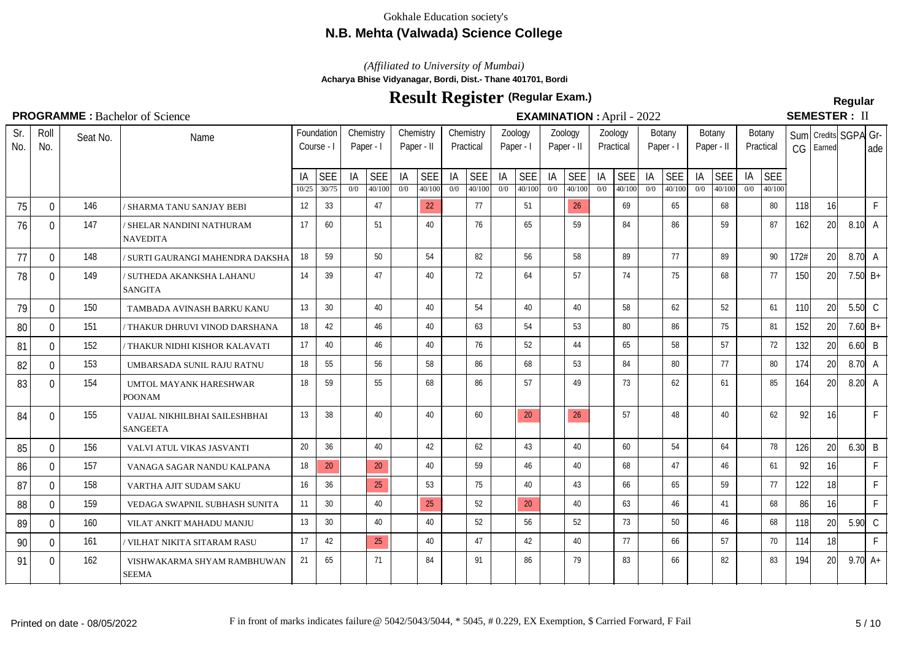Gokhale Education society's

## N.B. Mehta (Valwada) Science College

*(Affiliated to University of Mumbai)*

**Acharya Bhise Vidyanagar, Bordi, Dist.- Thane 401701, Bordi**

# Result Register (Regular Exam.)

**Regular**

**PROGRAMME :** Bachelor of Science | **EXAMINATION :** April - 2022 | **SEMESTER :** II

| Sr. No. | Roll No. | Seat No. | Name | Foundation Course - I | | Chemistry Paper - I | | Chemistry Paper - II | | Chemistry Practical | | Zoology Paper - I | | Zoology Paper - II | | Zoology Practical | | Botany Paper - I | | Botany Paper - II | | Botany Practical | | Sum CG | Credits Earned | SGPA | Grade |
|---|---|---|---|---|---|---|---|---|---|---|---|---|---|---|---|---|---|---|---|---|---|---|---|---|---|---|---|
| | | | | IA 10/25 | SEE 30/75 | IA 0/0 | SEE 40/100 | IA 0/0 | SEE 40/100 | IA 0/0 | SEE 40/100 | IA 0/0 | SEE 40/100 | IA 0/0 | SEE 40/100 | IA 0/0 | SEE 40/100 | IA 0/0 | SEE 40/100 | IA 0/0 | SEE 40/100 | IA 0/0 | SEE 40/100 | | | | |
| 75 | 0 | 146 | / SHARMA TANU SANJAY BEBI | 12 | 33 | | 47 | | 22 | | 77 | | 51 | | 26 | | 69 | | 65 | | 68 | | 80 | 118 | 16 | | F |
| 76 | 0 | 147 | / SHELAR NANDINI NATHURAM NAVEDITA | 17 | 60 | | 51 | | 40 | | 76 | | 65 | | 59 | | 84 | | 86 | | 59 | | 87 | 162 | 20 | 8.10 | A |
| 77 | 0 | 148 | / SURTI GAURANGI MAHENDRA DAKSHA | 18 | 59 | | 50 | | 54 | | 82 | | 56 | | 58 | | 89 | | 77 | | 89 | | 90 | 172# | 20 | 8.70 | A |
| 78 | 0 | 149 | / SUTHEDA AKANKSHA LAHANU SANGITA | 14 | 39 | | 47 | | 40 | | 72 | | 64 | | 57 | | 74 | | 75 | | 68 | | 77 | 150 | 20 | 7.50 | B+ |
| 79 | 0 | 150 | TAMBADA AVINASH BARKU KANU | 13 | 30 | | 40 | | 40 | | 54 | | 40 | | 40 | | 58 | | 62 | | 52 | | 61 | 110 | 20 | 5.50 | C |
| 80 | 0 | 151 | / THAKUR DHRUVI VINOD DARSHANA | 18 | 42 | | 46 | | 40 | | 63 | | 54 | | 53 | | 80 | | 86 | | 75 | | 81 | 152 | 20 | 7.60 | B+ |
| 81 | 0 | 152 | / THAKUR NIDHI KISHOR KALAVATI | 17 | 40 | | 46 | | 40 | | 76 | | 52 | | 44 | | 65 | | 58 | | 57 | | 72 | 132 | 20 | 6.60 | B |
| 82 | 0 | 153 | UMBARSADA SUNIL RAJU RATNU | 18 | 55 | | 56 | | 58 | | 86 | | 68 | | 53 | | 84 | | 80 | | 77 | | 80 | 174 | 20 | 8.70 | A |
| 83 | 0 | 154 | UMTOL MAYANK HARESHWAR POONAM | 18 | 59 | | 55 | | 68 | | 86 | | 57 | | 49 | | 73 | | 62 | | 61 | | 85 | 164 | 20 | 8.20 | A |
| 84 | 0 | 155 | VAIJAL NIKHILBHAI SAILESHBHAI SANGEETA | 13 | 38 | | 40 | | 40 | | 60 | | 20 | | 26 | | 57 | | 48 | | 40 | | 62 | 92 | 16 | | F |
| 85 | 0 | 156 | VALVI ATUL VIKAS JASVANTI | 20 | 36 | | 40 | | 42 | | 62 | | 43 | | 40 | | 60 | | 54 | | 64 | | 78 | 126 | 20 | 6.30 | B |
| 86 | 0 | 157 | VANAGA SAGAR NANDU KALPANA | 18 | 20 | | 20 | | 40 | | 59 | | 46 | | 40 | | 68 | | 47 | | 46 | | 61 | 92 | 16 | | F |
| 87 | 0 | 158 | VARTHA AJIT SUDAM SAKU | 16 | 36 | | 25 | | 53 | | 75 | | 40 | | 43 | | 66 | | 65 | | 59 | | 77 | 122 | 18 | | F |
| 88 | 0 | 159 | VEDAGA SWAPNIL SUBHASH SUNITA | 11 | 30 | | 40 | | 25 | | 52 | | 20 | | 40 | | 63 | | 46 | | 41 | | 68 | 86 | 16 | | F |
| 89 | 0 | 160 | VILAT ANKIT MAHADU MANJU | 13 | 30 | | 40 | | 40 | | 52 | | 56 | | 52 | | 73 | | 50 | | 46 | | 68 | 118 | 20 | 5.90 | C |
| 90 | 0 | 161 | / VILHAT NIKITA SITARAM RASU | 17 | 42 | | 25 | | 40 | | 47 | | 42 | | 40 | | 77 | | 66 | | 57 | | 70 | 114 | 18 | | F |
| 91 | 0 | 162 | VISHWAKARMA SHYAM RAMBHUWAN SEEMA | 21 | 65 | | 71 | | 84 | | 91 | | 86 | | 79 | | 83 | | 66 | | 82 | | 83 | 194 | 20 | 9.70 | A+ |

Printed on date - 08/05/2022

F in front of marks indicates failure @ 5042/5043/5044, * 5045, # 0.229, EX Exemption, $ Carried Forward, F Fail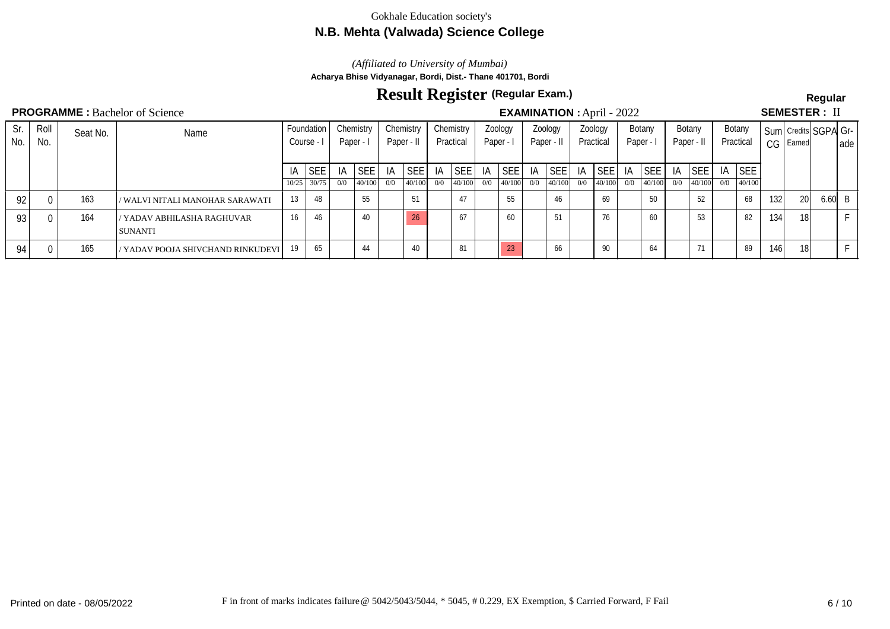Gokhale Education society's

**N.B. Mehta (Valwada) Science College**

*(Affiliated to University of Mumbai)*

**Acharya Bhise Vidyanagar, Bordi, Dist.- Thane 401701, Bordi**

# Result Register (Regular Exam.)

**Regular**

**PROGRAMME :** Bachelor of Science **EXAMINATION :** April - 2022 **SEMESTER :** II

| Sr. No. | Roll No. | Seat No. | Name | Foundation Course - I | | Chemistry Paper - I | | Chemistry Paper - II | | Chemistry Practical | | Zoology Paper - I | | Zoology Paper - II | | Zoology Practical | | Botany Paper - I | | Botany Paper - II | | Botany Practical | | Sum CG | Credits Earned | SGPA | Grade |
|---|---|---|---|---|---|---|---|---|---|---|---|---|---|---|---|---|---|---|---|---|---|---|---|---|---|---|---|
| | | | | IA 10/25 | SEE 30/75 | IA 0/0 | SEE 40/100 | IA 0/0 | SEE 40/100 | IA 0/0 | SEE 40/100 | IA 0/0 | SEE 40/100 | IA 0/0 | SEE 40/100 | IA 0/0 | SEE 40/100 | IA 0/0 | SEE 40/100 | IA 0/0 | SEE 40/100 | IA 0/0 | SEE 40/100 | | | | |
| 92 | 0 | 163 | / WALVI NITALI MANOHAR SARAWATI | 13 | 48 | | 55 | | 51 | | 47 | | 55 | | 46 | | 69 | | 50 | | 52 | | 68 | 132 | 20 | 6.60 | B |
| 93 | 0 | 164 | / YADAV ABHILASHA RAGHUVAR SUNANTI | 16 | 46 | | 40 | | 26 | | 67 | | 60 | | 51 | | 76 | | 60 | | 53 | | 82 | 134 | 18 | | F |
| 94 | 0 | 165 | / YADAV POOJA SHIVCHAND RINKUDEVI | 19 | 65 | | 44 | | 40 | | 81 | | 23 | | 66 | | 90 | | 64 | | 71 | | 89 | 146 | 18 | | F |

Printed on date - 08/05/2022

F in front of marks indicates failure @ 5042/5043/5044, * 5045, # 0.229, EX Exemption, $ Carried Forward, F Fail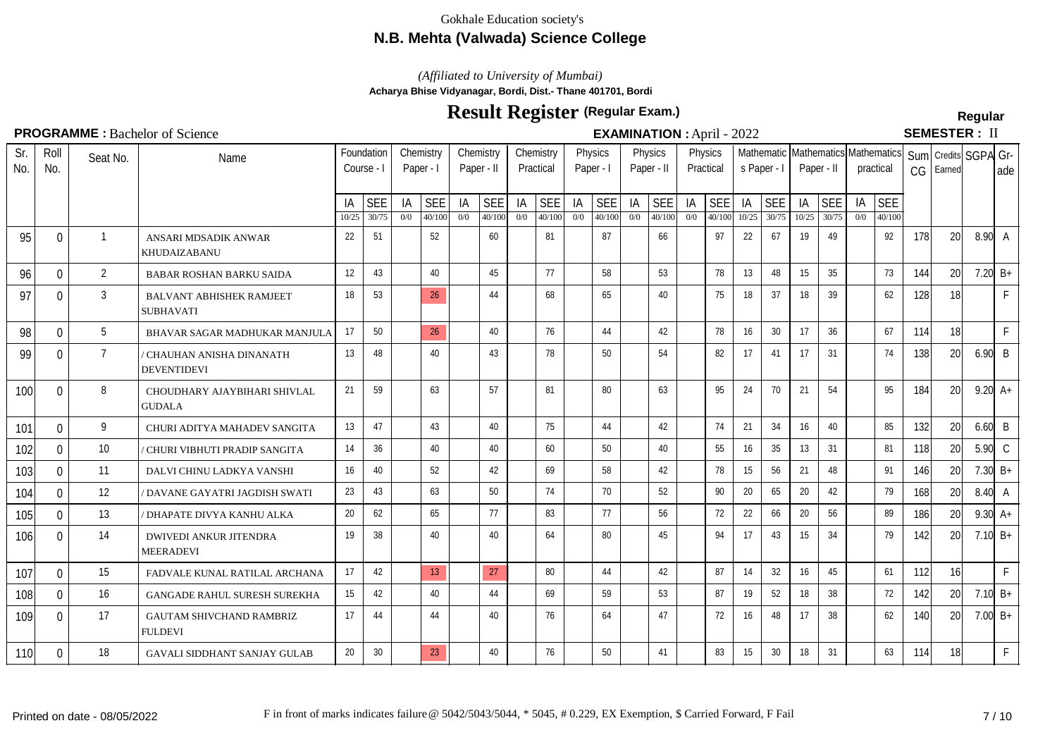Gokhale Education society's

## N.B. Mehta (Valwada) Science College

*(Affiliated to University of Mumbai)*

**Acharya Bhise Vidyanagar, Bordi, Dist.- Thane 401701, Bordi**

# Result Register (Regular Exam.)

**Regular**

**PROGRAMME :** Bachelor of Science | **EXAMINATION :** April - 2022 | **SEMESTER :** II

| Sr. No. | Roll No. | Seat No. | Name | Foundation Course - I | | Chemistry Paper - I | | Chemistry Paper - II | | Chemistry Practical | | Physics Paper - I | | Physics Paper - II | | Physics Practical | | Mathematics Paper - I | | Mathematics Paper - II | | Mathematics practical | | Sum CG | Credits Earned | SGPA | Grade |
|---|---|---|---|---|---|---|---|---|---|---|---|---|---|---|---|---|---|---|---|---|---|---|---|---|---|---|---|
| | | | | IA 10/25 | SEE 30/75 | IA 0/0 | SEE 40/100 | IA 0/0 | SEE 40/100 | IA 0/0 | SEE 40/100 | IA 0/0 | SEE 40/100 | IA 0/0 | SEE 40/100 | IA 0/0 | SEE 40/100 | IA 10/25 | SEE 30/75 | IA 10/25 | SEE 30/75 | IA 0/0 | SEE 40/100 | | | | |
| 95 | 0 | 1 | ANSARI MDSADIK ANWAR KHUDAIZABANU | 22 | 51 | | 52 | | 60 | | 81 | | 87 | | 66 | | 97 | 22 | 67 | 19 | 49 | | 92 | 178 | 20 | 8.90 | A |
| 96 | 0 | 2 | BABAR ROSHAN BARKU SAIDA | 12 | 43 | | 40 | | 45 | | 77 | | 58 | | 53 | | 78 | 13 | 48 | 15 | 35 | | 73 | 144 | 20 | 7.20 | B+ |
| 97 | 0 | 3 | BALVANT ABHISHEK RAMJEET SUBHAVATI | 18 | 53 | | 26 | | 44 | | 68 | | 65 | | 40 | | 75 | 18 | 37 | 18 | 39 | | 62 | 128 | 18 | | F |
| 98 | 0 | 5 | BHAVAR SAGAR MADHUKAR MANJULA | 17 | 50 | | 26 | | 40 | | 76 | | 44 | | 42 | | 78 | 16 | 30 | 17 | 36 | | 67 | 114 | 18 | | F |
| 99 | 0 | 7 | / CHAUHAN ANISHA DINANATH DEVENTIDEVI | 13 | 48 | | 40 | | 43 | | 78 | | 50 | | 54 | | 82 | 17 | 41 | 17 | 31 | | 74 | 138 | 20 | 6.90 | B |
| 100 | 0 | 8 | CHOUDHARY AJAYBIHARI SHIVLAL GUDALA | 21 | 59 | | 63 | | 57 | | 81 | | 80 | | 63 | | 95 | 24 | 70 | 21 | 54 | | 95 | 184 | 20 | 9.20 | A+ |
| 101 | 0 | 9 | CHURI ADITYA MAHADEV SANGITA | 13 | 47 | | 43 | | 40 | | 75 | | 44 | | 42 | | 74 | 21 | 34 | 16 | 40 | | 85 | 132 | 20 | 6.60 | B |
| 102 | 0 | 10 | / CHURI VIBHUTI PRADIP SANGITA | 14 | 36 | | 40 | | 40 | | 60 | | 50 | | 40 | | 55 | 16 | 35 | 13 | 31 | | 81 | 118 | 20 | 5.90 | C |
| 103 | 0 | 11 | DALVI CHINU LADKYA VANSHI | 16 | 40 | | 52 | | 42 | | 69 | | 58 | | 42 | | 78 | 15 | 56 | 21 | 48 | | 91 | 146 | 20 | 7.30 | B+ |
| 104 | 0 | 12 | / DAVANE GAYATRI JAGDISH SWATI | 23 | 43 | | 63 | | 50 | | 74 | | 70 | | 52 | | 90 | 20 | 65 | 20 | 42 | | 79 | 168 | 20 | 8.40 | A |
| 105 | 0 | 13 | / DHAPATE DIVYA KANHU ALKA | 20 | 62 | | 65 | | 77 | | 83 | | 77 | | 56 | | 72 | 22 | 66 | 20 | 56 | | 89 | 186 | 20 | 9.30 | A+ |
| 106 | 0 | 14 | DWIVEDI ANKUR JITENDRA MEERADEVI | 19 | 38 | | 40 | | 40 | | 64 | | 80 | | 45 | | 94 | 17 | 43 | 15 | 34 | | 79 | 142 | 20 | 7.10 | B+ |
| 107 | 0 | 15 | FADVALE KUNAL RATILAL ARCHANA | 17 | 42 | | 13 | | 27 | | 80 | | 44 | | 42 | | 87 | 14 | 32 | 16 | 45 | | 61 | 112 | 16 | | F |
| 108 | 0 | 16 | GANGADE RAHUL SURESH SUREKHA | 15 | 42 | | 40 | | 44 | | 69 | | 59 | | 53 | | 87 | 19 | 52 | 18 | 38 | | 72 | 142 | 20 | 7.10 | B+ |
| 109 | 0 | 17 | GAUTAM SHIVCHAND RAMBRIZ FULDEVI | 17 | 44 | | 44 | | 40 | | 76 | | 64 | | 47 | | 72 | 16 | 48 | 17 | 38 | | 62 | 140 | 20 | 7.00 | B+ |
| 110 | 0 | 18 | GAVALI SIDDHANT SANJAY GULAB | 20 | 30 | | 23 | | 40 | | 76 | | 50 | | 41 | | 83 | 15 | 30 | 18 | 31 | | 63 | 114 | 18 | | F |

Printed on date - 08/05/2022

F in front of marks indicates failure @ 5042/5043/5044, * 5045, # 0.229, EX Exemption, $ Carried Forward, F Fail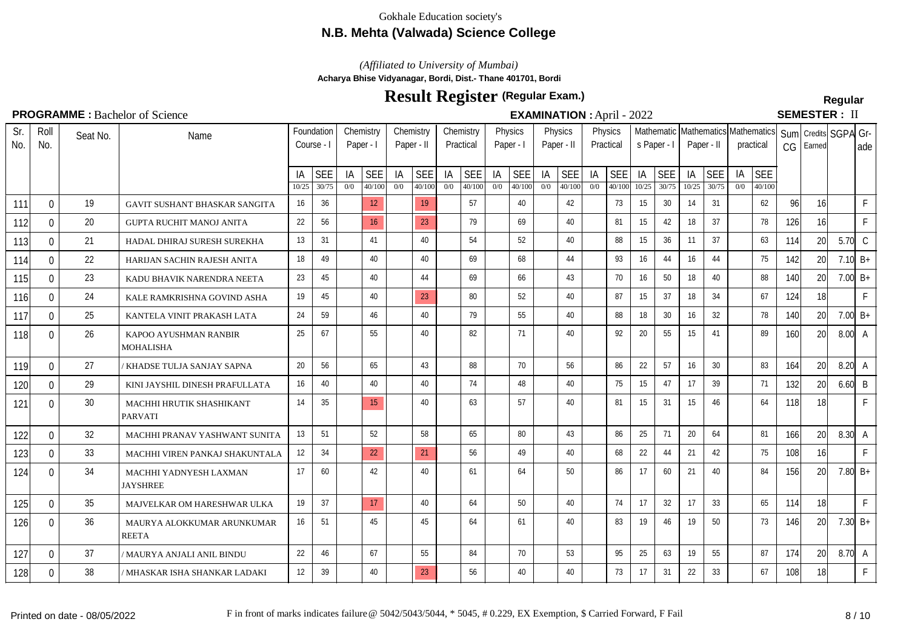Gokhale Education society's

**N.B. Mehta (Valwada) Science College**

*(Affiliated to University of Mumbai)*

**Acharya Bhise Vidyanagar, Bordi, Dist.- Thane 401701, Bordi**

# Result Register (Regular Exam.)

**Regular**

**PROGRAMME :** Bachelor of Science

**EXAMINATION :** April - 2022

**SEMESTER :** II

| Sr. No. | Roll No. | Seat No. | Name | Foundation Course - I | | Chemistry Paper - I | | Chemistry Paper - II | | Chemistry Practical | | Physics Paper - I | | Physics Paper - II | | Physics Practical | | Mathematics Paper - I | | Mathematics Paper - II | | Mathematics practical | | Sum CG | Credits Earned | SGPA | Grade |
|---|---|---|---|---|---|---|---|---|---|---|---|---|---|---|---|---|---|---|---|---|---|---|---|---|---|---|---|
| | | | | IA 10/25 | SEE 30/75 | IA 0/0 | SEE 40/100 | IA 0/0 | SEE 40/100 | IA 0/0 | SEE 40/100 | IA 0/0 | SEE 40/100 | IA 0/0 | SEE 40/100 | IA 0/0 | SEE 40/100 | IA 10/25 | SEE 30/75 | IA 10/25 | SEE 30/75 | IA 0/0 | SEE 40/100 | | | | |
| 111 | 0 | 19 | GAVIT SUSHANT BHASKAR SANGITA | 16 | 36 | | 12 | | 19 | | 57 | | 40 | | 42 | | 73 | 15 | 30 | 14 | 31 | | 62 | 96 | 16 | | F |
| 112 | 0 | 20 | GUPTA RUCHIT MANOJ ANITA | 22 | 56 | | 16 | | 23 | | 79 | | 69 | | 40 | | 81 | 15 | 42 | 18 | 37 | | 78 | 126 | 16 | | F |
| 113 | 0 | 21 | HADAL DHIRAJ SURESH SUREKHA | 13 | 31 | | 41 | | 40 | | 54 | | 52 | | 40 | | 88 | 15 | 36 | 11 | 37 | | 63 | 114 | 20 | 5.70 | C |
| 114 | 0 | 22 | HARIJAN SACHIN RAJESH ANITA | 18 | 49 | | 40 | | 40 | | 69 | | 68 | | 44 | | 93 | 16 | 44 | 16 | 44 | | 75 | 142 | 20 | 7.10 | B+ |
| 115 | 0 | 23 | KADU BHAVIK NARENDRA NEETA | 23 | 45 | | 40 | | 44 | | 69 | | 66 | | 43 | | 70 | 16 | 50 | 18 | 40 | | 88 | 140 | 20 | 7.00 | B+ |
| 116 | 0 | 24 | KALE RAMKRISHNA GOVIND ASHA | 19 | 45 | | 40 | | 23 | | 80 | | 52 | | 40 | | 87 | 15 | 37 | 18 | 34 | | 67 | 124 | 18 | | F |
| 117 | 0 | 25 | KANTELA VINIT PRAKASH LATA | 24 | 59 | | 46 | | 40 | | 79 | | 55 | | 40 | | 88 | 18 | 30 | 16 | 32 | | 78 | 140 | 20 | 7.00 | B+ |
| 118 | 0 | 26 | KAPOO AYUSHMAN RANBIR MOHALISHA | 25 | 67 | | 55 | | 40 | | 82 | | 71 | | 40 | | 92 | 20 | 55 | 15 | 41 | | 89 | 160 | 20 | 8.00 | A |
| 119 | 0 | 27 | / KHADSE TULJA SANJAY SAPNA | 20 | 56 | | 65 | | 43 | | 88 | | 70 | | 56 | | 86 | 22 | 57 | 16 | 30 | | 83 | 164 | 20 | 8.20 | A |
| 120 | 0 | 29 | KINI JAYSHIL DINESH PRAFULLATA | 16 | 40 | | 40 | | 40 | | 74 | | 48 | | 40 | | 75 | 15 | 47 | 17 | 39 | | 71 | 132 | 20 | 6.60 | B |
| 121 | 0 | 30 | MACHHI HRUTIK SHASHIKANT PARVATI | 14 | 35 | | 15 | | 40 | | 63 | | 57 | | 40 | | 81 | 15 | 31 | 15 | 46 | | 64 | 118 | 18 | | F |
| 122 | 0 | 32 | MACHHI PRANAV YASHWANT SUNITA | 13 | 51 | | 52 | | 58 | | 65 | | 80 | | 43 | | 86 | 25 | 71 | 20 | 64 | | 81 | 166 | 20 | 8.30 | A |
| 123 | 0 | 33 | MACHHI VIREN PANKAJ SHAKUNTALA | 12 | 34 | | 22 | | 21 | | 56 | | 49 | | 40 | | 68 | 22 | 44 | 21 | 42 | | 75 | 108 | 16 | | F |
| 124 | 0 | 34 | MACHHI YADNYESH LAXMAN JAYSHREE | 17 | 60 | | 42 | | 40 | | 61 | | 64 | | 50 | | 86 | 17 | 60 | 21 | 40 | | 84 | 156 | 20 | 7.80 | B+ |
| 125 | 0 | 35 | MAJVELKAR OM HARESHWAR ULKA | 19 | 37 | | 17 | | 40 | | 64 | | 50 | | 40 | | 74 | 17 | 32 | 17 | 33 | | 65 | 114 | 18 | | F |
| 126 | 0 | 36 | MAURYA ALOKKUMAR ARUNKUMAR REETA | 16 | 51 | | 45 | | 45 | | 64 | | 61 | | 40 | | 83 | 19 | 46 | 19 | 50 | | 73 | 146 | 20 | 7.30 | B+ |
| 127 | 0 | 37 | / MAURYA ANJALI ANIL BINDU | 22 | 46 | | 67 | | 55 | | 84 | | 70 | | 53 | | 95 | 25 | 63 | 19 | 55 | | 87 | 174 | 20 | 8.70 | A |
| 128 | 0 | 38 | / MHASKAR ISHA SHANKAR LADAKI | 12 | 39 | | 40 | | 23 | | 56 | | 40 | | 40 | | 73 | 17 | 31 | 22 | 33 | | 67 | 108 | 18 | | F |

Printed on date - 08/05/2022

F in front of marks indicates failure @ 5042/5043/5044, * 5045, # 0.229, EX Exemption, $ Carried Forward, F Fail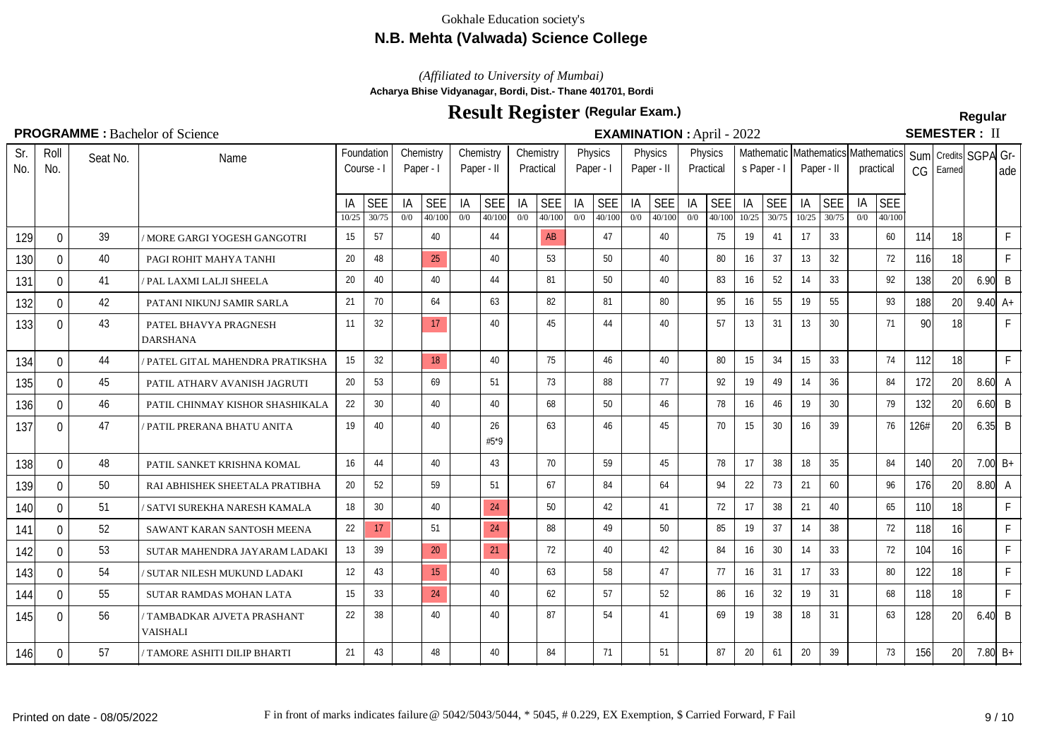Gokhale Education society's

# N.B. Mehta (Valwada) Science College

*(Affiliated to University of Mumbai)*

**Acharya Bhise Vidyanagar, Bordi, Dist.- Thane 401701, Bordi**

## Result Register (Regular Exam.)

**Regular**

**PROGRAMME :** Bachelor of Science | **EXAMINATION :** April - 2022 | **SEMESTER :** II

| Sr. No. | Roll No. | Seat No. | Name | Foundation Course - I | | Chemistry Paper - I | | Chemistry Paper - II | | Chemistry Practical | | Physics Paper - I | | Physics Paper - II | | Physics Practical | | Mathematics Paper - I | | Mathematics Paper - II | | Mathematics practical | | Sum CG | Credits Earned | SGPA | Grade |
|---|---|---|---|---|---|---|---|---|---|---|---|---|---|---|---|---|---|---|---|---|---|---|---|---|---|---|---|
| | | | | IA 10/25 | SEE 30/75 | IA 0/0 | SEE 40/100 | IA 0/0 | SEE 40/100 | IA 0/0 | SEE 40/100 | IA 0/0 | SEE 40/100 | IA 0/0 | SEE 40/100 | IA 0/0 | SEE 40/100 | IA 10/25 | SEE 30/75 | IA 10/25 | SEE 30/75 | IA 0/0 | SEE 40/100 | | | | |
| 129 | 0 | 39 | / MORE GARGI YOGESH GANGOTRI | 15 | 57 | | 40 | | 44 | | AB | | 47 | | 40 | | 75 | 19 | 41 | 17 | 33 | | 60 | 114 | 18 | | F |
| 130 | 0 | 40 | PAGI ROHIT MAHYA TANHI | 20 | 48 | | 25 | | 40 | | 53 | | 50 | | 40 | | 80 | 16 | 37 | 13 | 32 | | 72 | 116 | 18 | | F |
| 131 | 0 | 41 | / PAL LAXMI LALJI SHEELA | 20 | 40 | | 40 | | 44 | | 81 | | 50 | | 40 | | 83 | 16 | 52 | 14 | 33 | | 92 | 138 | 20 | 6.90 | B |
| 132 | 0 | 42 | PATANI NIKUNJ SAMIR SARLA | 21 | 70 | | 64 | | 63 | | 82 | | 81 | | 80 | | 95 | 16 | 55 | 19 | 55 | | 93 | 188 | 20 | 9.40 | A+ |
| 133 | 0 | 43 | PATEL BHAVYA PRAGNESH DARSHANA | 11 | 32 | | 17 | | 40 | | 45 | | 44 | | 40 | | 57 | 13 | 31 | 13 | 30 | | 71 | 90 | 18 | | F |
| 134 | 0 | 44 | / PATEL GITAL MAHENDRA PRATIKSHA | 15 | 32 | | 18 | | 40 | | 75 | | 46 | | 40 | | 80 | 15 | 34 | 15 | 33 | | 74 | 112 | 18 | | F |
| 135 | 0 | 45 | PATIL ATHARV AVANISH JAGRUTI | 20 | 53 | | 69 | | 51 | | 73 | | 88 | | 77 | | 92 | 19 | 49 | 14 | 36 | | 84 | 172 | 20 | 8.60 | A |
| 136 | 0 | 46 | PATIL CHINMAY KISHOR SHASHIKALA | 22 | 30 | | 40 | | 40 | | 68 | | 50 | | 46 | | 78 | 16 | 46 | 19 | 30 | | 79 | 132 | 20 | 6.60 | B |
| 137 | 0 | 47 | / PATIL PRERANA BHATU ANITA | 19 | 40 | | 40 | | 26 #5*9 | | 63 | | 46 | | 45 | | 70 | 15 | 30 | 16 | 39 | | 76 | 126# | 20 | 6.35 | B |
| 138 | 0 | 48 | PATIL SANKET KRISHNA KOMAL | 16 | 44 | | 40 | | 43 | | 70 | | 59 | | 45 | | 78 | 17 | 38 | 18 | 35 | | 84 | 140 | 20 | 7.00 | B+ |
| 139 | 0 | 50 | RAI ABHISHEK SHEETALA PRATIBHA | 20 | 52 | | 59 | | 51 | | 67 | | 84 | | 64 | | 94 | 22 | 73 | 21 | 60 | | 96 | 176 | 20 | 8.80 | A |
| 140 | 0 | 51 | / SATVI SUREKHA NARESH KAMALA | 18 | 30 | | 40 | | 24 | | 50 | | 42 | | 41 | | 72 | 17 | 38 | 21 | 40 | | 65 | 110 | 18 | | F |
| 141 | 0 | 52 | SAWANT KARAN SANTOSH MEENA | 22 | 17 | | 51 | | 24 | | 88 | | 49 | | 50 | | 85 | 19 | 37 | 14 | 38 | | 72 | 118 | 16 | | F |
| 142 | 0 | 53 | SUTAR MAHENDRA JAYARAM LADAKI | 13 | 39 | | 20 | | 21 | | 72 | | 40 | | 42 | | 84 | 16 | 30 | 14 | 33 | | 72 | 104 | 16 | | F |
| 143 | 0 | 54 | / SUTAR NILESH MUKUND LADAKI | 12 | 43 | | 15 | | 40 | | 63 | | 58 | | 47 | | 77 | 16 | 31 | 17 | 33 | | 80 | 122 | 18 | | F |
| 144 | 0 | 55 | SUTAR RAMDAS MOHAN LATA | 15 | 33 | | 24 | | 40 | | 62 | | 57 | | 52 | | 86 | 16 | 32 | 19 | 31 | | 68 | 118 | 18 | | F |
| 145 | 0 | 56 | / TAMBADKAR AJVETA PRASHANT VAISHALI | 22 | 38 | | 40 | | 40 | | 87 | | 54 | | 41 | | 69 | 19 | 38 | 18 | 31 | | 63 | 128 | 20 | 6.40 | B |
| 146 | 0 | 57 | / TAMORE ASHITI DILIP BHARTI | 21 | 43 | | 48 | | 40 | | 84 | | 71 | | 51 | | 87 | 20 | 61 | 20 | 39 | | 73 | 156 | 20 | 7.80 | B+ |

Printed on date - 08/05/2022

F in front of marks indicates failure @ 5042/5043/5044, * 5045, # 0.229, EX Exemption, $ Carried Forward, F Fail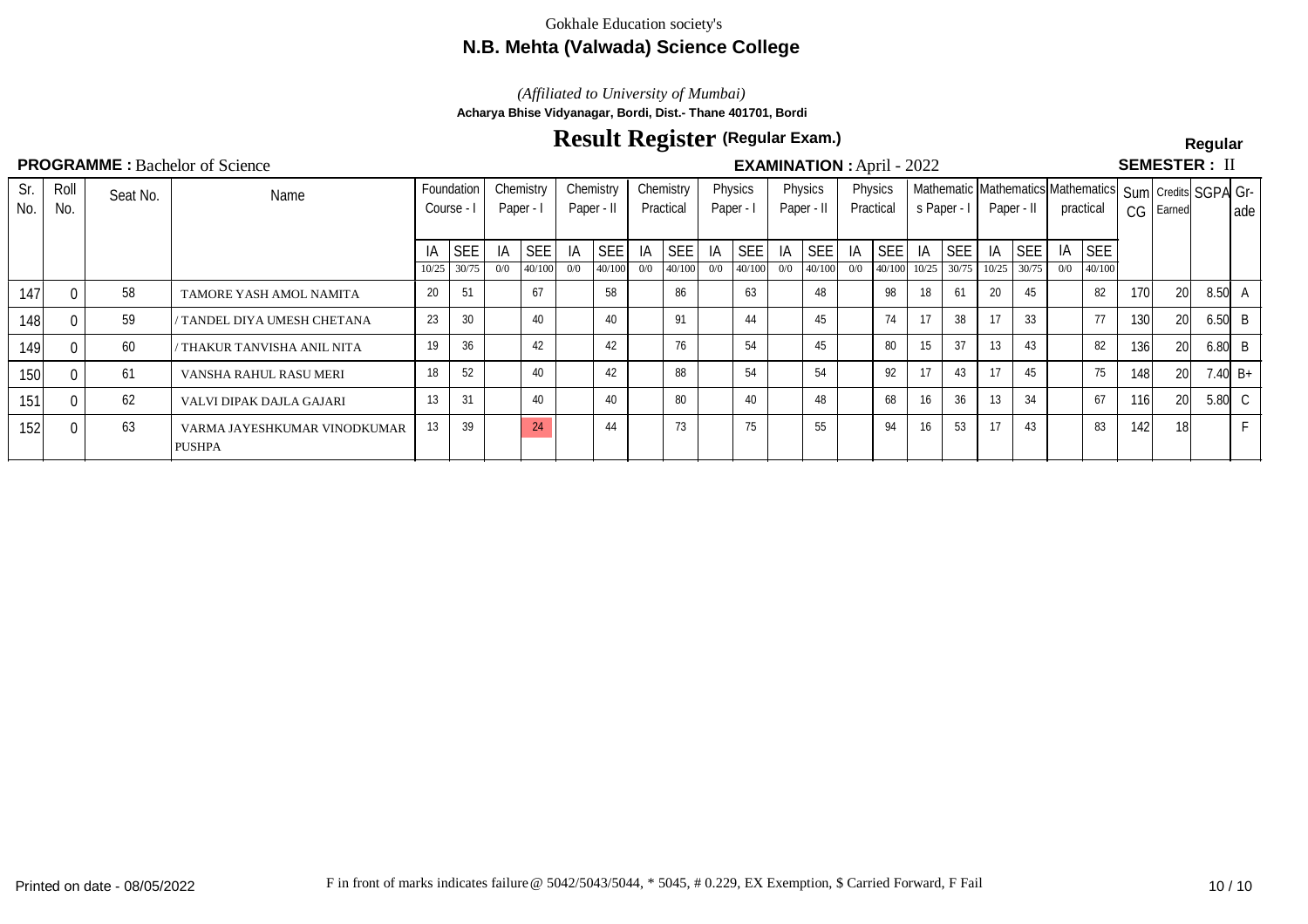Gokhale Education society's

## N.B. Mehta (Valwada) Science College

*(Affiliated to University of Mumbai)*

**Acharya Bhise Vidyanagar, Bordi, Dist.- Thane 401701, Bordi**

# Result Register (Regular Exam.)

**Regular**

**PROGRAMME :** Bachelor of Science **EXAMINATION :** April - 2022 **SEMESTER :** II

| Sr. No. | Roll No. | Seat No. | Name | Foundation Course - I | | Chemistry Paper - I | | Chemistry Paper - II | | Chemistry Practical | | Physics Paper - I | | Physics Paper - II | | Physics Practical | | Mathematics Paper - I | | Mathematics Paper - II | | Mathematics practical | | Sum CG | Credits Earned | SGPA | Grade |
|---|---|---|---|---|---|---|---|---|---|---|---|---|---|---|---|---|---|---|---|---|---|---|---|---|---|---|---|
| | | | | IA 10/25 | SEE 30/75 | IA 0/0 | SEE 40/100 | IA 0/0 | SEE 40/100 | IA 0/0 | SEE 40/100 | IA 0/0 | SEE 40/100 | IA 0/0 | SEE 40/100 | IA 0/0 | SEE 40/100 | IA 10/25 | SEE 30/75 | IA 10/25 | SEE 30/75 | IA 0/0 | SEE 40/100 | | | | |
| 147 | 0 | 58 | TAMORE YASH AMOL NAMITA | 20 | 51 | | 67 | | 58 | | 86 | | 63 | | 48 | | 98 | 18 | 61 | 20 | 45 | | 82 | 170 | 20 | 8.50 | A |
| 148 | 0 | 59 | / TANDEL DIYA UMESH CHETANA | 23 | 30 | | 40 | | 40 | | 91 | | 44 | | 45 | | 74 | 17 | 38 | 17 | 33 | | 77 | 130 | 20 | 6.50 | B |
| 149 | 0 | 60 | / THAKUR TANVISHA ANIL NITA | 19 | 36 | | 42 | | 42 | | 76 | | 54 | | 45 | | 80 | 15 | 37 | 13 | 43 | | 82 | 136 | 20 | 6.80 | B |
| 150 | 0 | 61 | VANSHA RAHUL RASU MERI | 18 | 52 | | 40 | | 42 | | 88 | | 54 | | 54 | | 92 | 17 | 43 | 17 | 45 | | 75 | 148 | 20 | 7.40 | B+ |
| 151 | 0 | 62 | VALVI DIPAK DAJLA GAJARI | 13 | 31 | | 40 | | 40 | | 80 | | 40 | | 48 | | 68 | 16 | 36 | 13 | 34 | | 67 | 116 | 20 | 5.80 | C |
| 152 | 0 | 63 | VARMA JAYESHKUMAR VINODKUMAR PUSHPA | 13 | 39 | | 24 | | 44 | | 73 | | 75 | | 55 | | 94 | 16 | 53 | 17 | 43 | | 83 | 142 | 18 | | F |

Printed on date - 08/05/2022

F in front of marks indicates failure @ 5042/5043/5044, * 5045, # 0.229, EX Exemption, $ Carried Forward, F Fail